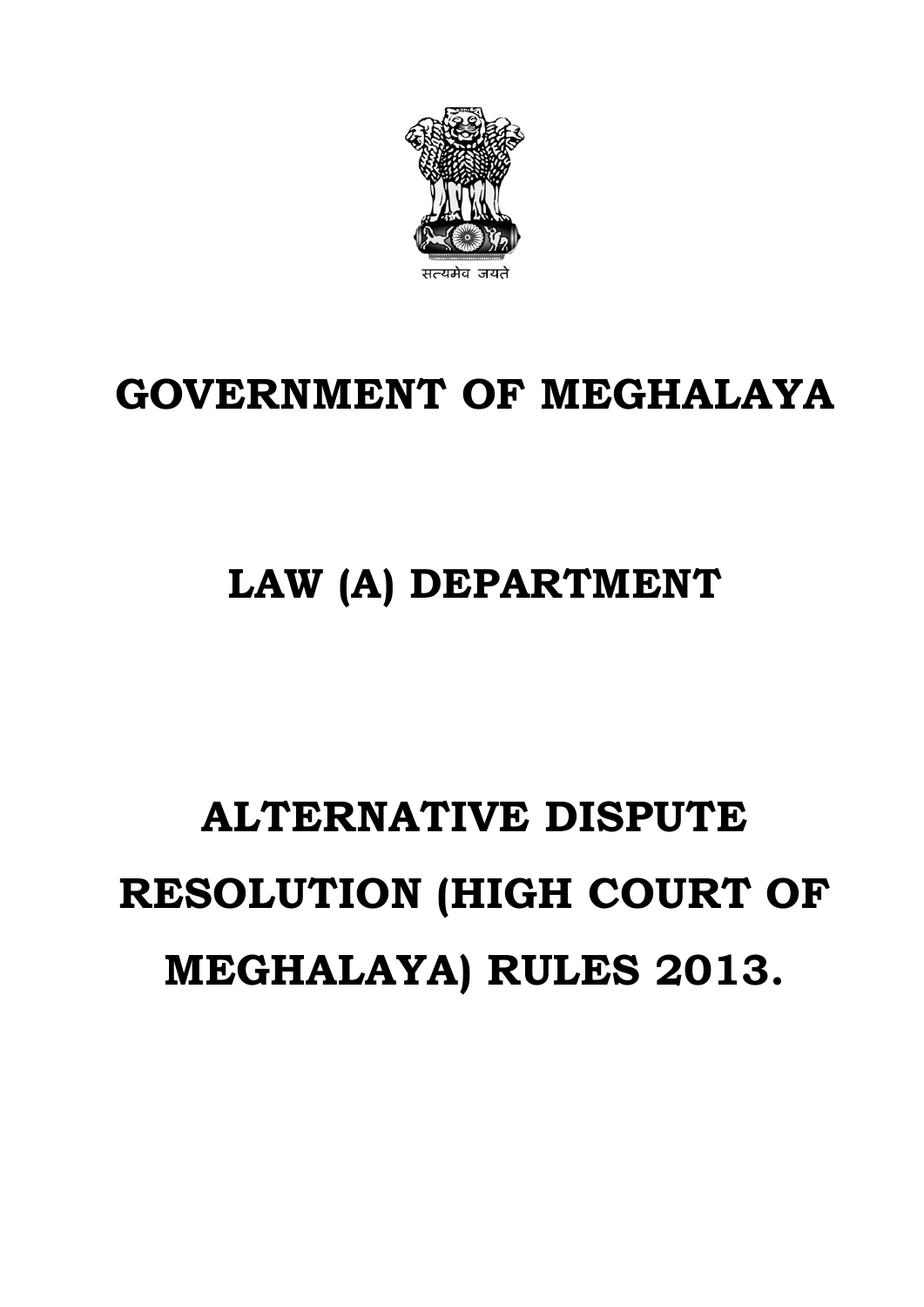सत्यमेव जयते

# GOVERNMENT OF MEGHALAYA

## LAW (A) DEPARTMENT

# ALTERNATIVE DISPUTE RESOLUTION (HIGH COURT OF MEGHALAYA) RULES 2013.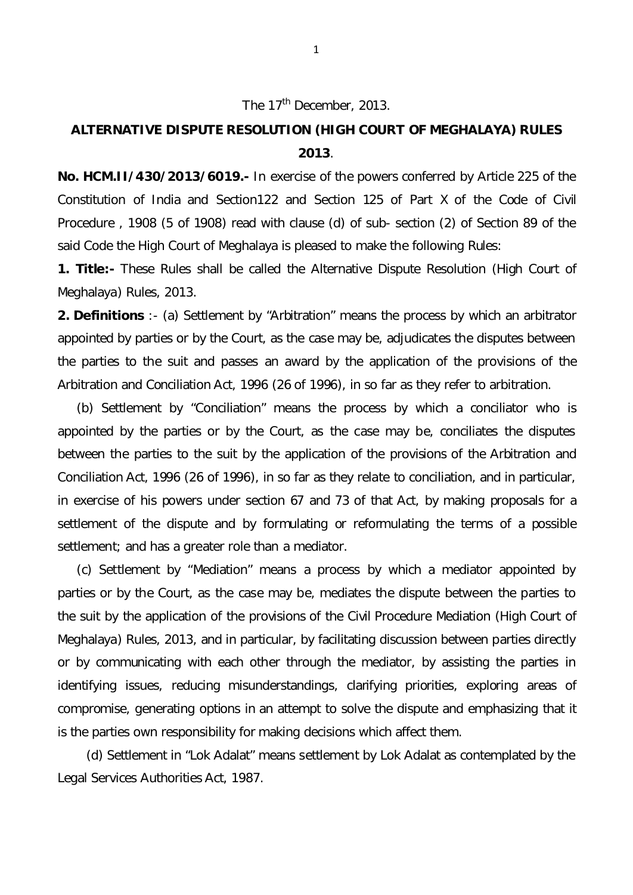The 17th December, 2013.

# ALTERNATIVE DISPUTE RESOLUTION (HIGH COURT OF MEGHALAYA) RULES 2013.

**No. HCM.II/430/2013/6019.-** In exercise of the powers conferred by Article 225 of the Constitution of India and Section122 and Section 125 of Part X of the Code of Civil Procedure , 1908 (5 of 1908) read with clause (d) of sub- section (2) of Section 89 of the said Code the High Court of Meghalaya is pleased to make the following Rules:

**1. Title:-** These Rules shall be called the Alternative Dispute Resolution (High Court of Meghalaya) Rules, 2013.

**2. Definitions** :- (a) Settlement by "Arbitration" means the process by which an arbitrator appointed by parties or by the Court, as the case may be, adjudicates the disputes between the parties to the suit and passes an award by the application of the provisions of the Arbitration and Conciliation Act, 1996 (26 of 1996), in so far as they refer to arbitration.

(b) Settlement by "Conciliation" means the process by which a conciliator who is appointed by the parties or by the Court, as the case may be, conciliates the disputes between the parties to the suit by the application of the provisions of the Arbitration and Conciliation Act, 1996 (26 of 1996), in so far as they relate to conciliation, and in particular, in exercise of his powers under section 67 and 73 of that Act, by making proposals for a settlement of the dispute and by formulating or reformulating the terms of a possible settlement; and has a greater role than a mediator.

(c) Settlement by "Mediation" means a process by which a mediator appointed by parties or by the Court, as the case may be, mediates the dispute between the parties to the suit by the application of the provisions of the Civil Procedure Mediation (High Court of Meghalaya) Rules, 2013, and in particular, by facilitating discussion between parties directly or by communicating with each other through the mediator, by assisting the parties in identifying issues, reducing misunderstandings, clarifying priorities, exploring areas of compromise, generating options in an attempt to solve the dispute and emphasizing that it is the parties own responsibility for making decisions which affect them.

(d) Settlement in "Lok Adalat" means settlement by Lok Adalat as contemplated by the Legal Services Authorities Act, 1987.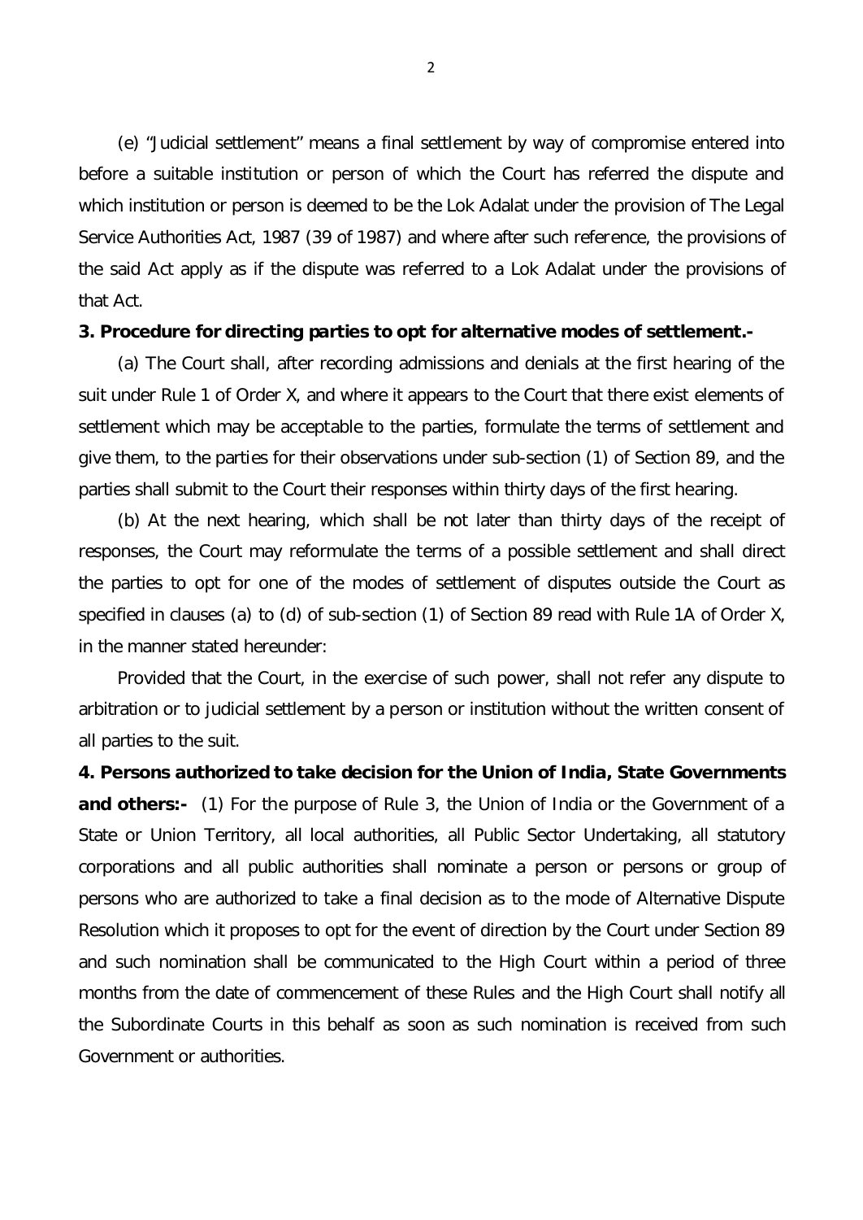(e) "Judicial settlement" means a final settlement by way of compromise entered into before a suitable institution or person of which the Court has referred the dispute and which institution or person is deemed to be the Lok Adalat under the provision of The Legal Service Authorities Act, 1987 (39 of 1987) and where after such reference, the provisions of the said Act apply as if the dispute was referred to a Lok Adalat under the provisions of that Act.

**3. Procedure for directing parties to opt for alternative modes of settlement.-**

(a) The Court shall, after recording admissions and denials at the first hearing of the suit under Rule 1 of Order X, and where it appears to the Court that there exist elements of settlement which may be acceptable to the parties, formulate the terms of settlement and give them, to the parties for their observations under sub-section (1) of Section 89, and the parties shall submit to the Court their responses within thirty days of the first hearing.

(b) At the next hearing, which shall be not later than thirty days of the receipt of responses, the Court may reformulate the terms of a possible settlement and shall direct the parties to opt for one of the modes of settlement of disputes outside the Court as specified in clauses (a) to (d) of sub-section (1) of Section 89 read with Rule 1A of Order X, in the manner stated hereunder:

Provided that the Court, in the exercise of such power, shall not refer any dispute to arbitration or to judicial settlement by a person or institution without the written consent of all parties to the suit.

**4. Persons authorized to take decision for the Union of India, State Governments and others:-** (1) For the purpose of Rule 3, the Union of India or the Government of a State or Union Territory, all local authorities, all Public Sector Undertaking, all statutory corporations and all public authorities shall nominate a person or persons or group of persons who are authorized to take a final decision as to the mode of Alternative Dispute Resolution which it proposes to opt for the event of direction by the Court under Section 89 and such nomination shall be communicated to the High Court within a period of three months from the date of commencement of these Rules and the High Court shall notify all the Subordinate Courts in this behalf as soon as such nomination is received from such Government or authorities.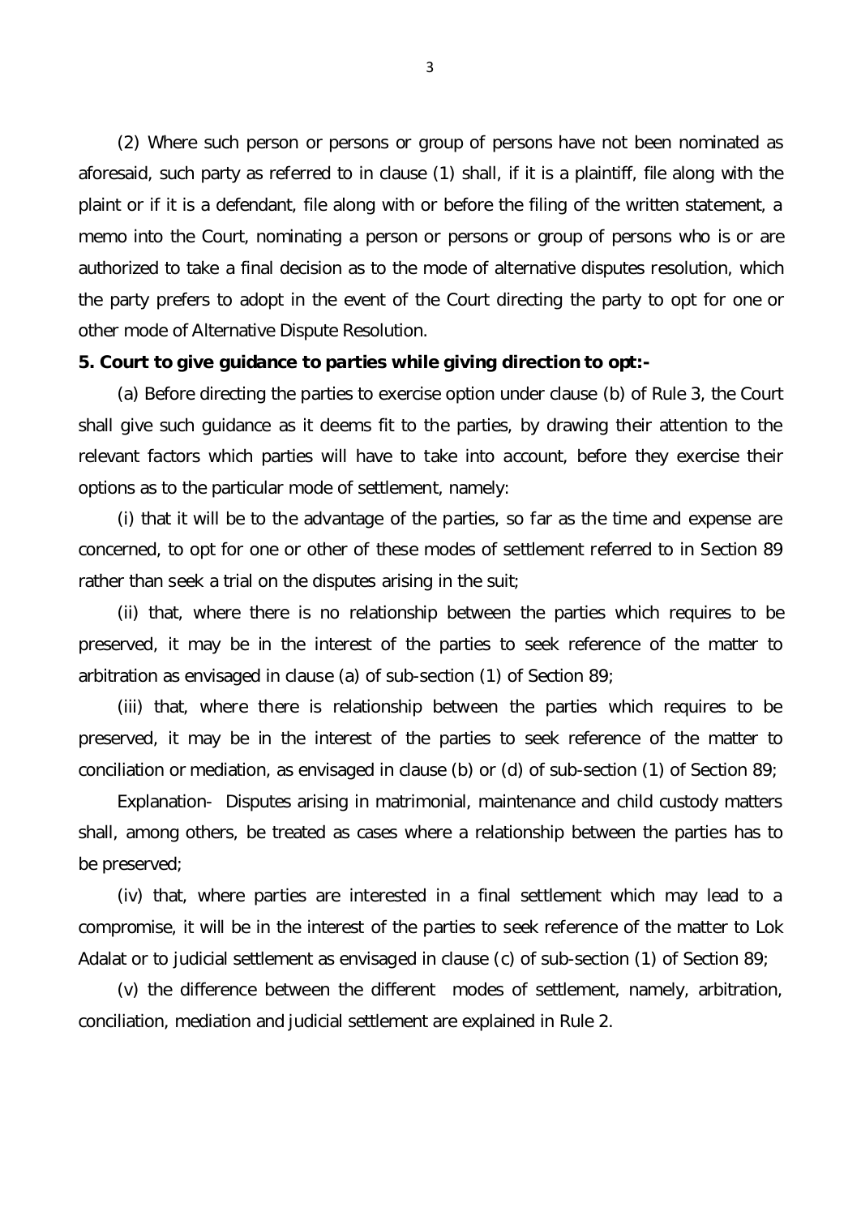(2) Where such person or persons or group of persons have not been nominated as aforesaid, such party as referred to in clause (1) shall, if it is a plaintiff, file along with the plaint or if it is a defendant, file along with or before the filing of the written statement, a memo into the Court, nominating a person or persons or group of persons who is or are authorized to take a final decision as to the mode of alternative disputes resolution, which the party prefers to adopt in the event of the Court directing the party to opt for one or other mode of Alternative Dispute Resolution.

**5. Court to give guidance to parties while giving direction to opt:-**

(a) Before directing the parties to exercise option under clause (b) of Rule 3, the Court shall give such guidance as it deems fit to the parties, by drawing their attention to the relevant factors which parties will have to take into account, before they exercise their options as to the particular mode of settlement, namely:

(i) that it will be to the advantage of the parties, so far as the time and expense are concerned, to opt for one or other of these modes of settlement referred to in Section 89 rather than seek a trial on the disputes arising in the suit;

(ii) that, where there is no relationship between the parties which requires to be preserved, it may be in the interest of the parties to seek reference of the matter to arbitration as envisaged in clause (a) of sub-section (1) of Section 89;

(iii) that, where there is relationship between the parties which requires to be preserved, it may be in the interest of the parties to seek reference of the matter to conciliation or mediation, as envisaged in clause (b) or (d) of sub-section (1) of Section 89;

Explanation- Disputes arising in matrimonial, maintenance and child custody matters shall, among others, be treated as cases where a relationship between the parties has to be preserved;

(iv) that, where parties are interested in a final settlement which may lead to a compromise, it will be in the interest of the parties to seek reference of the matter to Lok Adalat or to judicial settlement as envisaged in clause (c) of sub-section (1) of Section 89;

(v) the difference between the different modes of settlement, namely, arbitration, conciliation, mediation and judicial settlement are explained in Rule 2.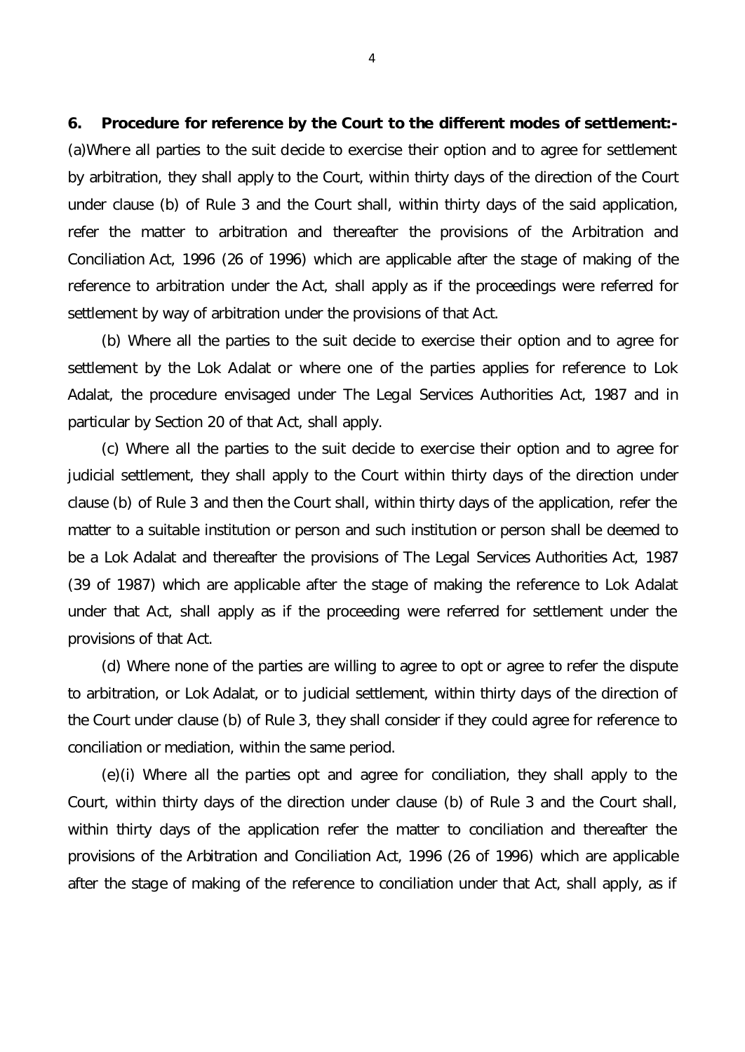**6. Procedure for reference by the Court to the different modes of settlement:-** (a)Where all parties to the suit decide to exercise their option and to agree for settlement by arbitration, they shall apply to the Court, within thirty days of the direction of the Court under clause (b) of Rule 3 and the Court shall, within thirty days of the said application, refer the matter to arbitration and thereafter the provisions of the Arbitration and Conciliation Act, 1996 (26 of 1996) which are applicable after the stage of making of the reference to arbitration under the Act, shall apply as if the proceedings were referred for settlement by way of arbitration under the provisions of that Act.

(b) Where all the parties to the suit decide to exercise their option and to agree for settlement by the Lok Adalat or where one of the parties applies for reference to Lok Adalat, the procedure envisaged under The Legal Services Authorities Act, 1987 and in particular by Section 20 of that Act, shall apply.

(c) Where all the parties to the suit decide to exercise their option and to agree for judicial settlement, they shall apply to the Court within thirty days of the direction under clause (b) of Rule 3 and then the Court shall, within thirty days of the application, refer the matter to a suitable institution or person and such institution or person shall be deemed to be a Lok Adalat and thereafter the provisions of The Legal Services Authorities Act, 1987 (39 of 1987) which are applicable after the stage of making the reference to Lok Adalat under that Act, shall apply as if the proceeding were referred for settlement under the provisions of that Act.

(d) Where none of the parties are willing to agree to opt or agree to refer the dispute to arbitration, or Lok Adalat, or to judicial settlement, within thirty days of the direction of the Court under clause (b) of Rule 3, they shall consider if they could agree for reference to conciliation or mediation, within the same period.

(e)(i) Where all the parties opt and agree for conciliation, they shall apply to the Court, within thirty days of the direction under clause (b) of Rule 3 and the Court shall, within thirty days of the application refer the matter to conciliation and thereafter the provisions of the Arbitration and Conciliation Act, 1996 (26 of 1996) which are applicable after the stage of making of the reference to conciliation under that Act, shall apply, as if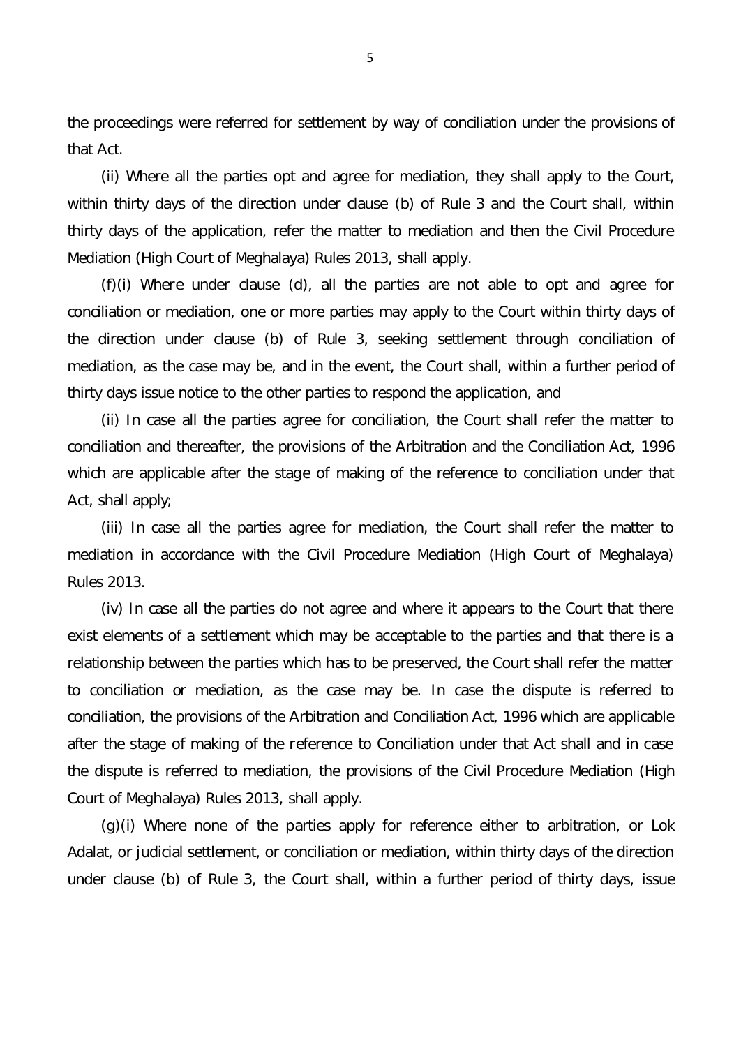the proceedings were referred for settlement by way of conciliation under the provisions of that Act.

(ii) Where all the parties opt and agree for mediation, they shall apply to the Court, within thirty days of the direction under clause (b) of Rule 3 and the Court shall, within thirty days of the application, refer the matter to mediation and then the Civil Procedure Mediation (High Court of Meghalaya) Rules 2013, shall apply.

(f)(i) Where under clause (d), all the parties are not able to opt and agree for conciliation or mediation, one or more parties may apply to the Court within thirty days of the direction under clause (b) of Rule 3, seeking settlement through conciliation of mediation, as the case may be, and in the event, the Court shall, within a further period of thirty days issue notice to the other parties to respond the application, and

(ii) In case all the parties agree for conciliation, the Court shall refer the matter to conciliation and thereafter, the provisions of the Arbitration and the Conciliation Act, 1996 which are applicable after the stage of making of the reference to conciliation under that Act, shall apply;

(iii) In case all the parties agree for mediation, the Court shall refer the matter to mediation in accordance with the Civil Procedure Mediation (High Court of Meghalaya) Rules 2013.

(iv) In case all the parties do not agree and where it appears to the Court that there exist elements of a settlement which may be acceptable to the parties and that there is a relationship between the parties which has to be preserved, the Court shall refer the matter to conciliation or mediation, as the case may be. In case the dispute is referred to conciliation, the provisions of the Arbitration and Conciliation Act, 1996 which are applicable after the stage of making of the reference to Conciliation under that Act shall and in case the dispute is referred to mediation, the provisions of the Civil Procedure Mediation (High Court of Meghalaya) Rules 2013, shall apply.

(g)(i) Where none of the parties apply for reference either to arbitration, or Lok Adalat, or judicial settlement, or conciliation or mediation, within thirty days of the direction under clause (b) of Rule 3, the Court shall, within a further period of thirty days, issue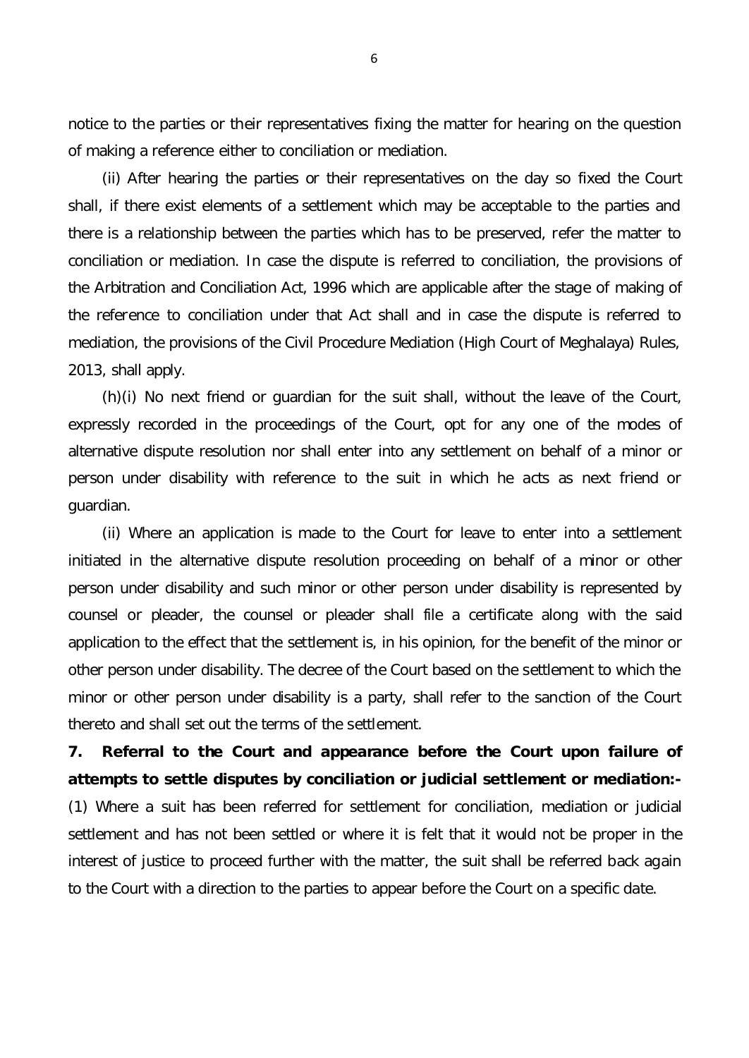notice to the parties or their representatives fixing the matter for hearing on the question of making a reference either to conciliation or mediation.

(ii) After hearing the parties or their representatives on the day so fixed the Court shall, if there exist elements of a settlement which may be acceptable to the parties and there is a relationship between the parties which has to be preserved, refer the matter to conciliation or mediation. In case the dispute is referred to conciliation, the provisions of the Arbitration and Conciliation Act, 1996 which are applicable after the stage of making of the reference to conciliation under that Act shall and in case the dispute is referred to mediation, the provisions of the Civil Procedure Mediation (High Court of Meghalaya) Rules, 2013, shall apply.

(h)(i) No next friend or guardian for the suit shall, without the leave of the Court, expressly recorded in the proceedings of the Court, opt for any one of the modes of alternative dispute resolution nor shall enter into any settlement on behalf of a minor or person under disability with reference to the suit in which he acts as next friend or guardian.

(ii) Where an application is made to the Court for leave to enter into a settlement initiated in the alternative dispute resolution proceeding on behalf of a minor or other person under disability and such minor or other person under disability is represented by counsel or pleader, the counsel or pleader shall file a certificate along with the said application to the effect that the settlement is, in his opinion, for the benefit of the minor or other person under disability. The decree of the Court based on the settlement to which the minor or other person under disability is a party, shall refer to the sanction of the Court thereto and shall set out the terms of the settlement.

**7. Referral to the Court and appearance before the Court upon failure of attempts to settle disputes by conciliation or judicial settlement or mediation:-**

(1) Where a suit has been referred for settlement for conciliation, mediation or judicial settlement and has not been settled or where it is felt that it would not be proper in the interest of justice to proceed further with the matter, the suit shall be referred back again to the Court with a direction to the parties to appear before the Court on a specific date.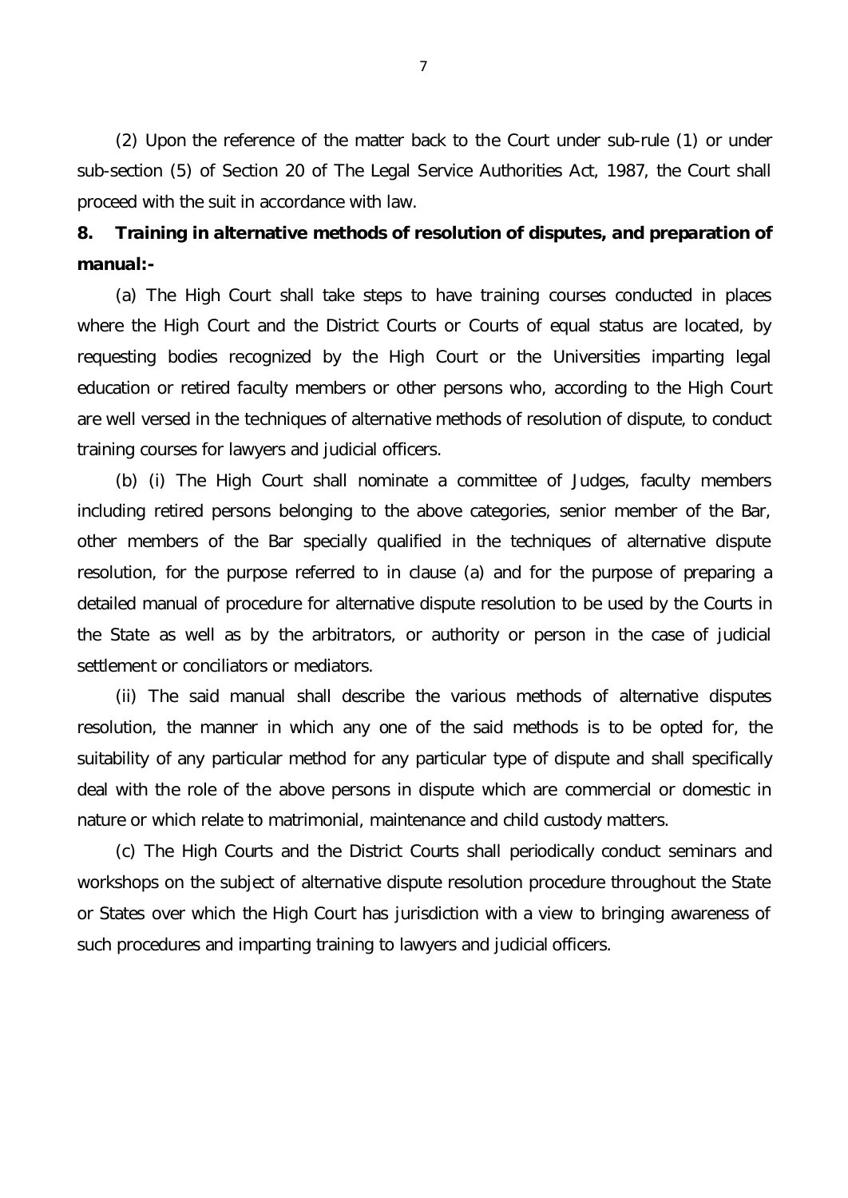(2) Upon the reference of the matter back to the Court under sub-rule (1) or under sub-section (5) of Section 20 of The Legal Service Authorities Act, 1987, the Court shall proceed with the suit in accordance with law.

**8. Training in alternative methods of resolution of disputes, and preparation of manual:-**

(a) The High Court shall take steps to have training courses conducted in places where the High Court and the District Courts or Courts of equal status are located, by requesting bodies recognized by the High Court or the Universities imparting legal education or retired faculty members or other persons who, according to the High Court are well versed in the techniques of alternative methods of resolution of dispute, to conduct training courses for lawyers and judicial officers.

(b) (i) The High Court shall nominate a committee of Judges, faculty members including retired persons belonging to the above categories, senior member of the Bar, other members of the Bar specially qualified in the techniques of alternative dispute resolution, for the purpose referred to in clause (a) and for the purpose of preparing a detailed manual of procedure for alternative dispute resolution to be used by the Courts in the State as well as by the arbitrators, or authority or person in the case of judicial settlement or conciliators or mediators.

(ii) The said manual shall describe the various methods of alternative disputes resolution, the manner in which any one of the said methods is to be opted for, the suitability of any particular method for any particular type of dispute and shall specifically deal with the role of the above persons in dispute which are commercial or domestic in nature or which relate to matrimonial, maintenance and child custody matters.

(c) The High Courts and the District Courts shall periodically conduct seminars and workshops on the subject of alternative dispute resolution procedure throughout the State or States over which the High Court has jurisdiction with a view to bringing awareness of such procedures and imparting training to lawyers and judicial officers.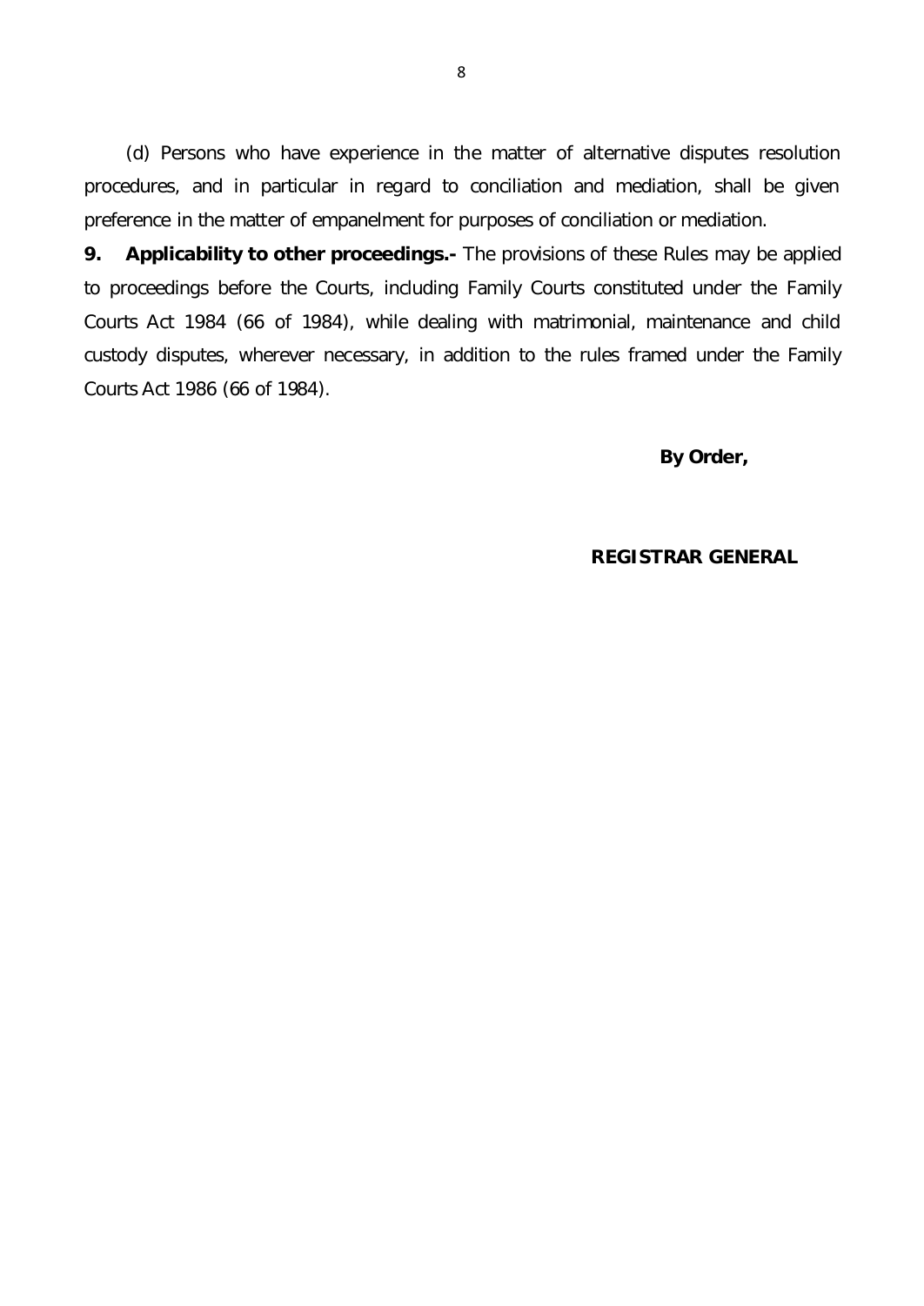(d) Persons who have experience in the matter of alternative disputes resolution procedures, and in particular in regard to conciliation and mediation, shall be given preference in the matter of empanelment for purposes of conciliation or mediation.

**9. Applicability to other proceedings.-** The provisions of these Rules may be applied to proceedings before the Courts, including Family Courts constituted under the Family Courts Act 1984 (66 of 1984), while dealing with matrimonial, maintenance and child custody disputes, wherever necessary, in addition to the rules framed under the Family Courts Act 1986 (66 of 1984).

**By Order,**

**REGISTRAR GENERAL**